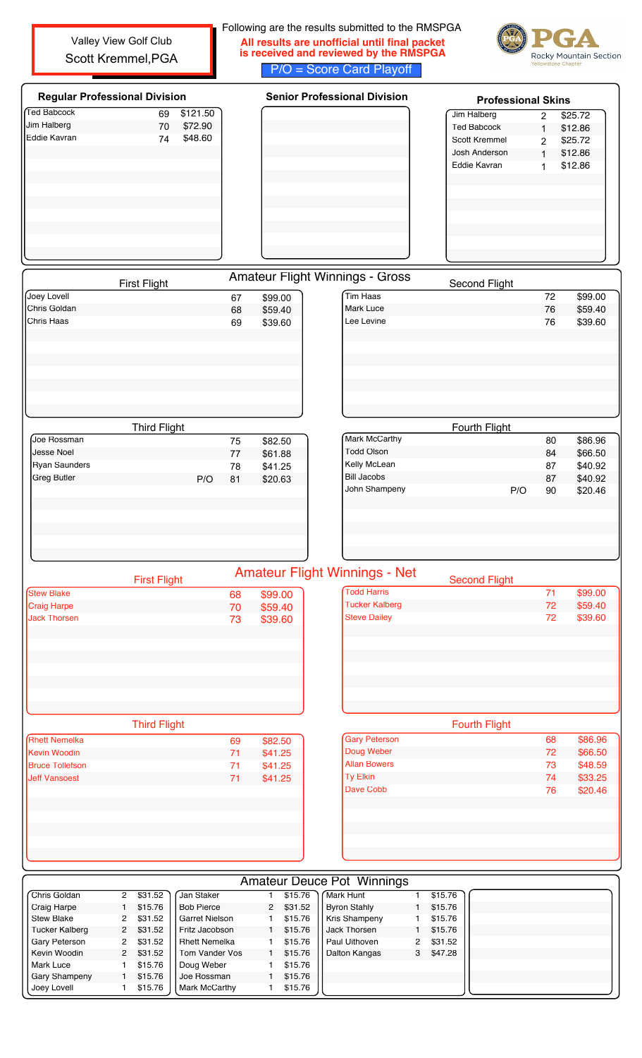Valley View Golf Club
Scott Kremmel,PGA

Following are the results submitted to the RMSPGA

**All results are unofficial until final packet is received and reviewed by the RMSPGA**

P/O = Score Card Playoff

PGA Rocky Mountain Section — Yellowstone Chapter

## Regular Professional Division

| Name | Score | Winnings |
|---|---|---|
| Ted Babcock | 69 | $121.50 |
| Jim Halberg | 70 | $72.90 |
| Eddie Kavran | 74 | $48.60 |

## Senior Professional Division

## Professional Skins

| Name | Skins | Winnings |
|---|---|---|
| Jim Halberg | 2 | $25.72 |
| Ted Babcock | 1 | $12.86 |
| Scott Kremmel | 2 | $25.72 |
| Josh Anderson | 1 | $12.86 |
| Eddie Kavran | 1 | $12.86 |

## Amateur Flight Winnings - Gross

### First Flight

| Name | P/O | Score | Winnings |
|---|---|---|---|
| Joey Lovell | | 67 | $99.00 |
| Chris Goldan | | 68 | $59.40 |
| Chris Haas | | 69 | $39.60 |

### Second Flight

| Name | P/O | Score | Winnings |
|---|---|---|---|
| Tim Haas | | 72 | $99.00 |
| Mark Luce | | 76 | $59.40 |
| Lee Levine | | 76 | $39.60 |

### Third Flight

| Name | P/O | Score | Winnings |
|---|---|---|---|
| Joe Rossman | | 75 | $82.50 |
| Jesse Noel | | 77 | $61.88 |
| Ryan Saunders | | 78 | $41.25 |
| Greg Butler | P/O | 81 | $20.63 |

### Fourth Flight

| Name | P/O | Score | Winnings |
|---|---|---|---|
| Mark McCarthy | | 80 | $86.96 |
| Todd Olson | | 84 | $66.50 |
| Kelly McLean | | 87 | $40.92 |
| Bill Jacobs | | 87 | $40.92 |
| John Shampeny | P/O | 90 | $20.46 |

## Amateur Flight Winnings - Net

### First Flight

| Name | Score | Winnings |
|---|---|---|
| Stew Blake | 68 | $99.00 |
| Craig Harpe | 70 | $59.40 |
| Jack Thorsen | 73 | $39.60 |

### Second Flight

| Name | Score | Winnings |
|---|---|---|
| Todd Harris | 71 | $99.00 |
| Tucker Kalberg | 72 | $59.40 |
| Steve Dailey | 72 | $39.60 |

### Third Flight

| Name | Score | Winnings |
|---|---|---|
| Rhett Nemelka | 69 | $82.50 |
| Kevin Woodin | 71 | $41.25 |
| Bruce Tollefson | 71 | $41.25 |
| Jeff Vansoest | 71 | $41.25 |

### Fourth Flight

| Name | Score | Winnings |
|---|---|---|
| Gary Peterson | 68 | $86.96 |
| Doug Weber | 72 | $66.50 |
| Allan Bowers | 73 | $48.59 |
| Ty Elkin | 74 | $33.25 |
| Dave Cobb | 76 | $20.46 |

## Amateur Deuce Pot Winnings

| Name | Deuces | Winnings |
|---|---|---|
| Chris Goldan | 2 | $31.52 |
| Craig Harpe | 1 | $15.76 |
| Stew Blake | 2 | $31.52 |
| Tucker Kalberg | 2 | $31.52 |
| Gary Peterson | 2 | $31.52 |
| Kevin Woodin | 2 | $31.52 |
| Mark Luce | 1 | $15.76 |
| Gary Shampeny | 1 | $15.76 |
| Joey Lovell | 1 | $15.76 |
| Jan Staker | 1 | $15.76 |
| Bob Pierce | 2 | $31.52 |
| Garret Nielson | 1 | $15.76 |
| Fritz Jacobson | 1 | $15.76 |
| Rhett Nemelka | 1 | $15.76 |
| Tom Vander Vos | 1 | $15.76 |
| Doug Weber | 1 | $15.76 |
| Joe Rossman | 1 | $15.76 |
| Mark McCarthy | 1 | $15.76 |
| Mark Hunt | 1 | $15.76 |
| Byron Stahly | 1 | $15.76 |
| Kris Shampeny | 1 | $15.76 |
| Jack Thorsen | 1 | $15.76 |
| Paul Uithoven | 2 | $31.52 |
| Dalton Kangas | 3 | $47.28 |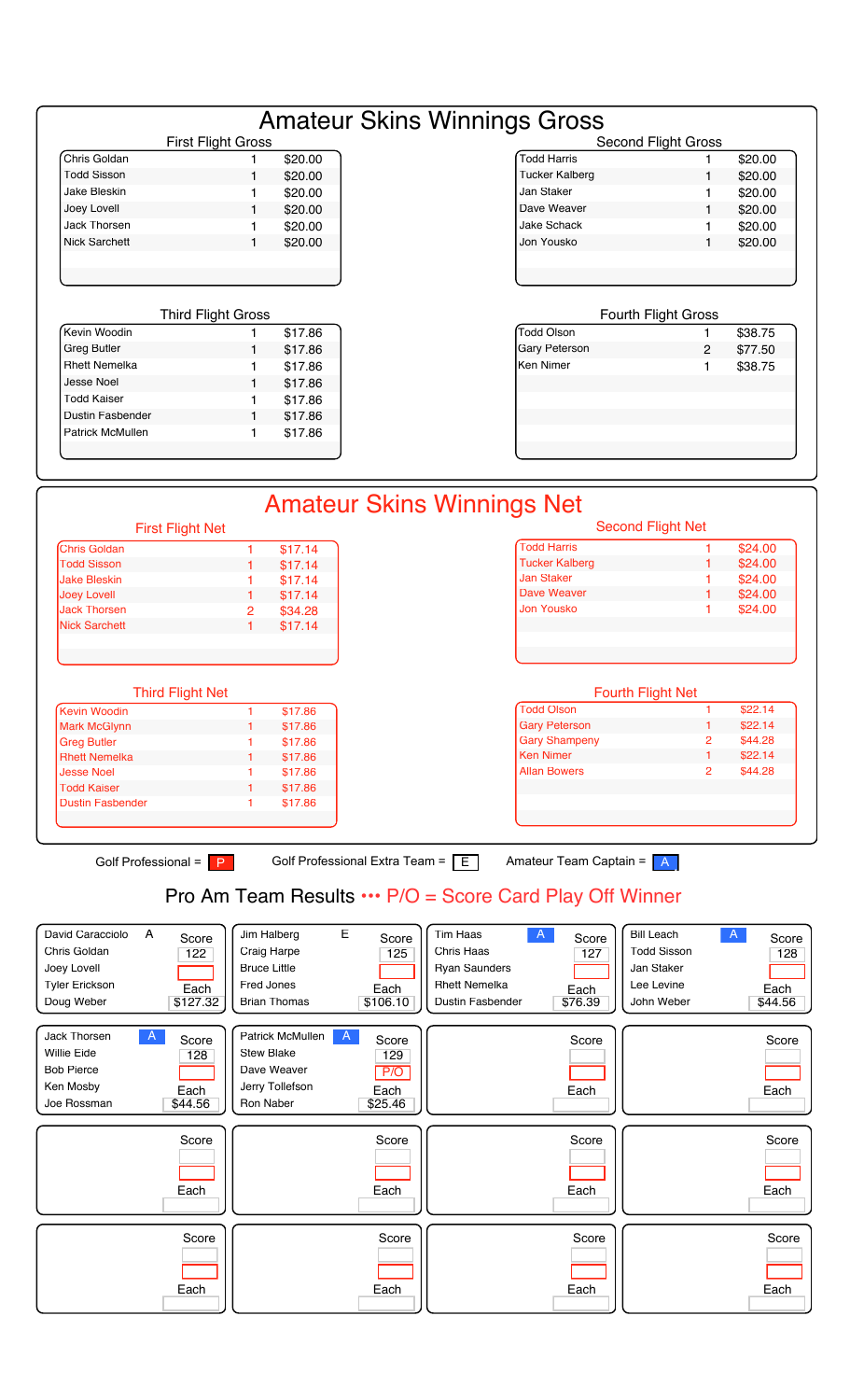# Amateur Skins Winnings Gross

### First Flight Gross

| | | |
|---|---|---|
| Chris Goldan | 1 | $20.00 |
| Todd Sisson | 1 | $20.00 |
| Jake Bleskin | 1 | $20.00 |
| Joey Lovell | 1 | $20.00 |
| Jack Thorsen | 1 | $20.00 |
| Nick Sarchett | 1 | $20.00 |

### Second Flight Gross

| | | |
|---|---|---|
| Todd Harris | 1 | $20.00 |
| Tucker Kalberg | 1 | $20.00 |
| Jan Staker | 1 | $20.00 |
| Dave Weaver | 1 | $20.00 |
| Jake Schack | 1 | $20.00 |
| Jon Yousko | 1 | $20.00 |

### Third Flight Gross

| | | |
|---|---|---|
| Kevin Woodin | 1 | $17.86 |
| Greg Butler | 1 | $17.86 |
| Rhett Nemelka | 1 | $17.86 |
| Jesse Noel | 1 | $17.86 |
| Todd Kaiser | 1 | $17.86 |
| Dustin Fasbender | 1 | $17.86 |
| Patrick McMullen | 1 | $17.86 |

### Fourth Flight Gross

| | | |
|---|---|---|
| Todd Olson | 1 | $38.75 |
| Gary Peterson | 2 | $77.50 |
| Ken Nimer | 1 | $38.75 |

# Amateur Skins Winnings Net

### First Flight Net

| | | |
|---|---|---|
| Chris Goldan | 1 | $17.14 |
| Todd Sisson | 1 | $17.14 |
| Jake Bleskin | 1 | $17.14 |
| Joey Lovell | 1 | $17.14 |
| Jack Thorsen | 2 | $34.28 |
| Nick Sarchett | 1 | $17.14 |

### Second Flight Net

| | | |
|---|---|---|
| Todd Harris | 1 | $24.00 |
| Tucker Kalberg | 1 | $24.00 |
| Jan Staker | 1 | $24.00 |
| Dave Weaver | 1 | $24.00 |
| Jon Yousko | 1 | $24.00 |

### Third Flight Net

| | | |
|---|---|---|
| Kevin Woodin | 1 | $17.86 |
| Mark McGlynn | 1 | $17.86 |
| Greg Butler | 1 | $17.86 |
| Rhett Nemelka | 1 | $17.86 |
| Jesse Noel | 1 | $17.86 |
| Todd Kaiser | 1 | $17.86 |
| Dustin Fasbender | 1 | $17.86 |

### Fourth Flight Net

| | | |
|---|---|---|
| Todd Olson | 1 | $22.14 |
| Gary Peterson | 1 | $22.14 |
| Gary Shampeny | 2 | $44.28 |
| Ken Nimer | 1 | $22.14 |
| Allan Bowers | 2 | $44.28 |

Golf Professional = P    Golf Professional Extra Team = E    Amateur Team Captain = A

## Pro Am Team Results ••• P/O = Score Card Play Off Winner

| Team | Score | Each |
|---|---|---|
| David Caracciolo (A), Chris Goldan, Joey Lovell, Tyler Erickson, Doug Weber | 122 | $127.32 |
| Jim Halberg (E), Craig Harpe, Bruce Little, Fred Jones, Brian Thomas | 125 | $106.10 |
| Tim Haas (A), Chris Haas, Ryan Saunders, Rhett Nemelka, Dustin Fasbender | 127 | $76.39 |
| Bill Leach (A), Todd Sisson, Jan Staker, Lee Levine, John Weber | 128 | $44.56 |
| Jack Thorsen (A), Willie Eide, Bob Pierce, Ken Mosby, Joe Rossman | 128 | $44.56 |
| Patrick McMullen (A), Stew Blake, Dave Weaver, Jerry Tollefson, Ron Naber | 129 (P/O) | $25.46 |